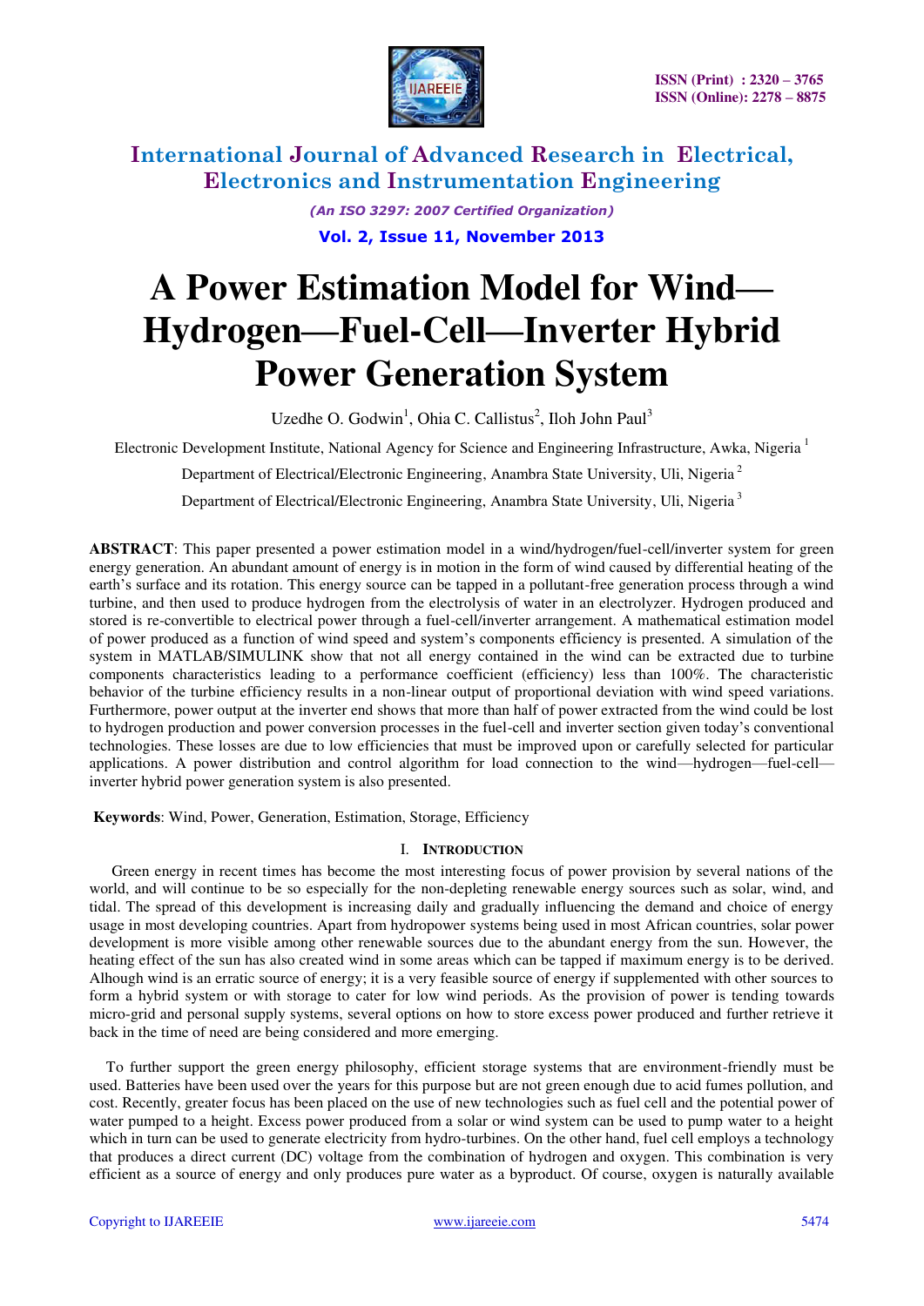# A Power Estimation Model for Wind—Hydrogen—Fuel-Cell—Inverter Hybrid Power Generation System

Uzedhe O. Godwin[1], Ohia C. Callistus[2], Iloh John Paul[3]

Electronic Development Institute, National Agency for Science and Engineering Infrastructure, Awka, Nigeria [1]

Department of Electrical/Electronic Engineering, Anambra State University, Uli, Nigeria [2]

Department of Electrical/Electronic Engineering, Anambra State University, Uli, Nigeria [3]

**ABSTRACT**: This paper presented a power estimation model in a wind/hydrogen/fuel-cell/inverter system for green energy generation. An abundant amount of energy is in motion in the form of wind caused by differential heating of the earth's surface and its rotation. This energy source can be tapped in a pollutant-free generation process through a wind turbine, and then used to produce hydrogen from the electrolysis of water in an electrolyzer. Hydrogen produced and stored is re-convertible to electrical power through a fuel-cell/inverter arrangement. A mathematical estimation model of power produced as a function of wind speed and system's components efficiency is presented. A simulation of the system in MATLAB/SIMULINK show that not all energy contained in the wind can be extracted due to turbine components characteristics leading to a performance coefficient (efficiency) less than 100%. The characteristic behavior of the turbine efficiency results in a non-linear output of proportional deviation with wind speed variations. Furthermore, power output at the inverter end shows that more than half of power extracted from the wind could be lost to hydrogen production and power conversion processes in the fuel-cell and inverter section given today's conventional technologies. These losses are due to low efficiencies that must be improved upon or carefully selected for particular applications. A power distribution and control algorithm for load connection to the wind—hydrogen—fuel-cell—inverter hybrid power generation system is also presented.

**Keywords**: Wind, Power, Generation, Estimation, Storage, Efficiency

## I. Introduction

Green energy in recent times has become the most interesting focus of power provision by several nations of the world, and will continue to be so especially for the non-depleting renewable energy sources such as solar, wind, and tidal. The spread of this development is increasing daily and gradually influencing the demand and choice of energy usage in most developing countries. Apart from hydropower systems being used in most African countries, solar power development is more visible among other renewable sources due to the abundant energy from the sun. However, the heating effect of the sun has also created wind in some areas which can be tapped if maximum energy is to be derived. Alhough wind is an erratic source of energy; it is a very feasible source of energy if supplemented with other sources to form a hybrid system or with storage to cater for low wind periods. As the provision of power is tending towards micro-grid and personal supply systems, several options on how to store excess power produced and further retrieve it back in the time of need are being considered and more emerging.

To further support the green energy philosophy, efficient storage systems that are environment-friendly must be used. Batteries have been used over the years for this purpose but are not green enough due to acid fumes pollution, and cost. Recently, greater focus has been placed on the use of new technologies such as fuel cell and the potential power of water pumped to a height. Excess power produced from a solar or wind system can be used to pump water to a height which in turn can be used to generate electricity from hydro-turbines. On the other hand, fuel cell employs a technology that produces a direct current (DC) voltage from the combination of hydrogen and oxygen. This combination is very efficient as a source of energy and only produces pure water as a byproduct. Of course, oxygen is naturally available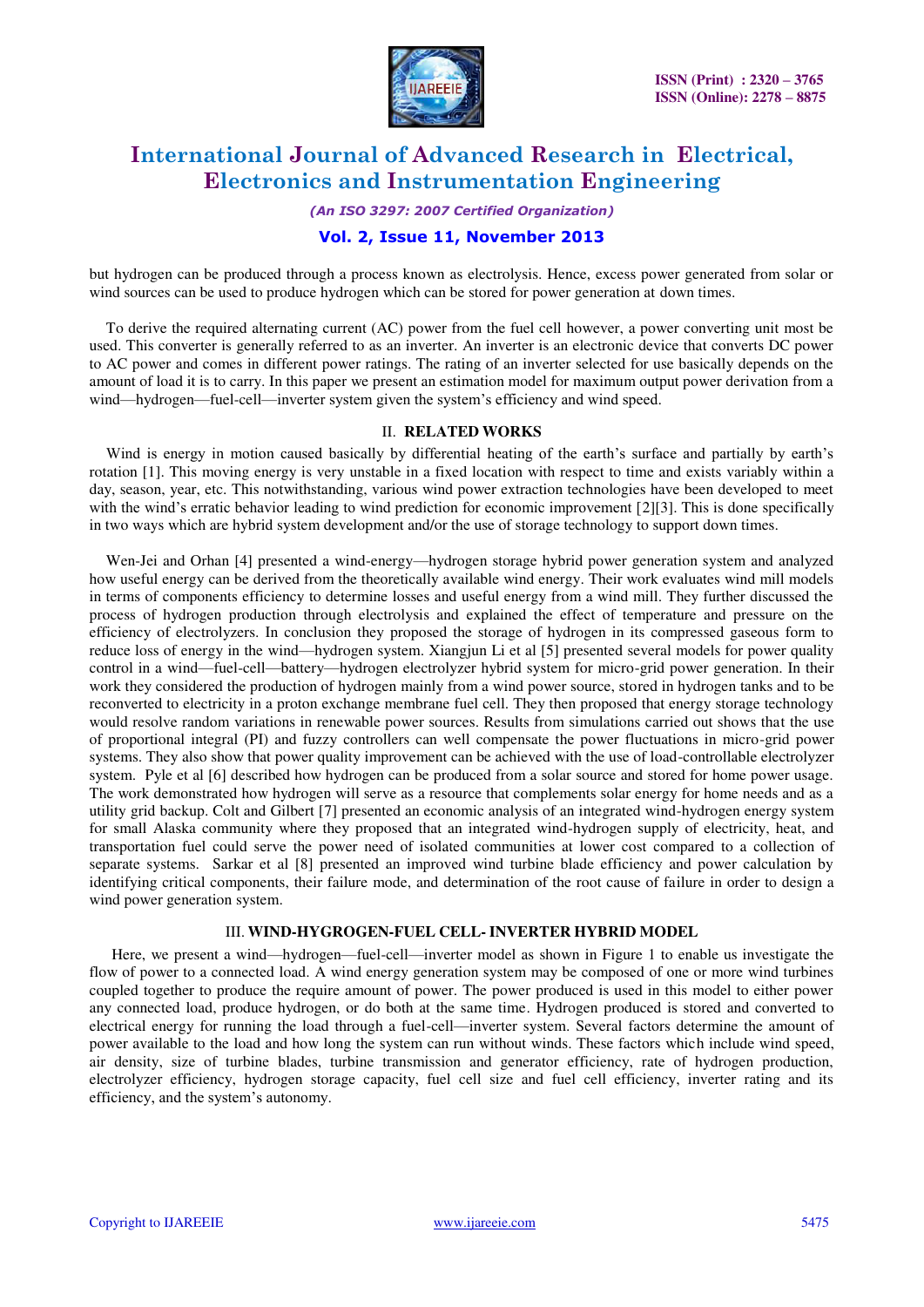but hydrogen can be produced through a process known as electrolysis. Hence, excess power generated from solar or wind sources can be used to produce hydrogen which can be stored for power generation at down times.

To derive the required alternating current (AC) power from the fuel cell however, a power converting unit most be used. This converter is generally referred to as an inverter. An inverter is an electronic device that converts DC power to AC power and comes in different power ratings. The rating of an inverter selected for use basically depends on the amount of load it is to carry. In this paper we present an estimation model for maximum output power derivation from a wind—hydrogen—fuel-cell—inverter system given the system's efficiency and wind speed.

## II. RELATED WORKS

Wind is energy in motion caused basically by differential heating of the earth's surface and partially by earth's rotation [1]. This moving energy is very unstable in a fixed location with respect to time and exists variably within a day, season, year, etc. This notwithstanding, various wind power extraction technologies have been developed to meet with the wind's erratic behavior leading to wind prediction for economic improvement [2][3]. This is done specifically in two ways which are hybrid system development and/or the use of storage technology to support down times.

Wen-Jei and Orhan [4] presented a wind-energy—hydrogen storage hybrid power generation system and analyzed how useful energy can be derived from the theoretically available wind energy. Their work evaluates wind mill models in terms of components efficiency to determine losses and useful energy from a wind mill. They further discussed the process of hydrogen production through electrolysis and explained the effect of temperature and pressure on the efficiency of electrolyzers. In conclusion they proposed the storage of hydrogen in its compressed gaseous form to reduce loss of energy in the wind—hydrogen system. Xiangjun Li et al [5] presented several models for power quality control in a wind—fuel-cell—battery—hydrogen electrolyzer hybrid system for micro-grid power generation. In their work they considered the production of hydrogen mainly from a wind power source, stored in hydrogen tanks and to be reconverted to electricity in a proton exchange membrane fuel cell. They then proposed that energy storage technology would resolve random variations in renewable power sources. Results from simulations carried out shows that the use of proportional integral (PI) and fuzzy controllers can well compensate the power fluctuations in micro-grid power systems. They also show that power quality improvement can be achieved with the use of load-controllable electrolyzer system. Pyle et al [6] described how hydrogen can be produced from a solar source and stored for home power usage. The work demonstrated how hydrogen will serve as a resource that complements solar energy for home needs and as a utility grid backup. Colt and Gilbert [7] presented an economic analysis of an integrated wind-hydrogen energy system for small Alaska community where they proposed that an integrated wind-hydrogen supply of electricity, heat, and transportation fuel could serve the power need of isolated communities at lower cost compared to a collection of separate systems. Sarkar et al [8] presented an improved wind turbine blade efficiency and power calculation by identifying critical components, their failure mode, and determination of the root cause of failure in order to design a wind power generation system.

## III. WIND-HYGROGEN-FUEL CELL- INVERTER HYBRID MODEL

Here, we present a wind—hydrogen—fuel-cell—inverter model as shown in Figure 1 to enable us investigate the flow of power to a connected load. A wind energy generation system may be composed of one or more wind turbines coupled together to produce the require amount of power. The power produced is used in this model to either power any connected load, produce hydrogen, or do both at the same time. Hydrogen produced is stored and converted to electrical energy for running the load through a fuel-cell—inverter system. Several factors determine the amount of power available to the load and how long the system can run without winds. These factors which include wind speed, air density, size of turbine blades, turbine transmission and generator efficiency, rate of hydrogen production, electrolyzer efficiency, hydrogen storage capacity, fuel cell size and fuel cell efficiency, inverter rating and its efficiency, and the system's autonomy.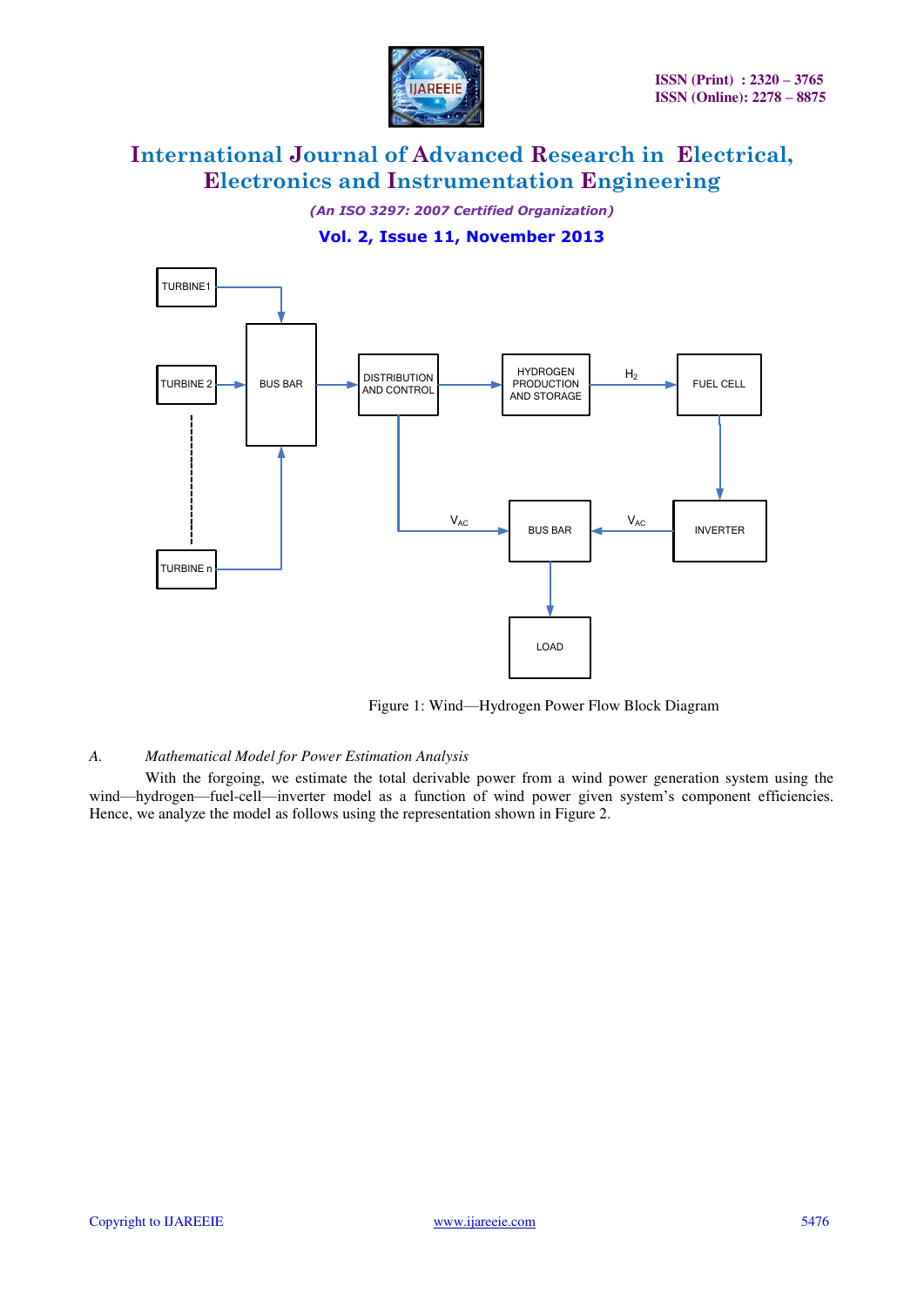Figure 1: Wind—Hydrogen Power Flow Block Diagram

### *A. Mathematical Model for Power Estimation Analysis*

With the forgoing, we estimate the total derivable power from a wind power generation system using the wind—hydrogen—fuel-cell—inverter model as a function of wind power given system's component efficiencies. Hence, we analyze the model as follows using the representation shown in Figure 2.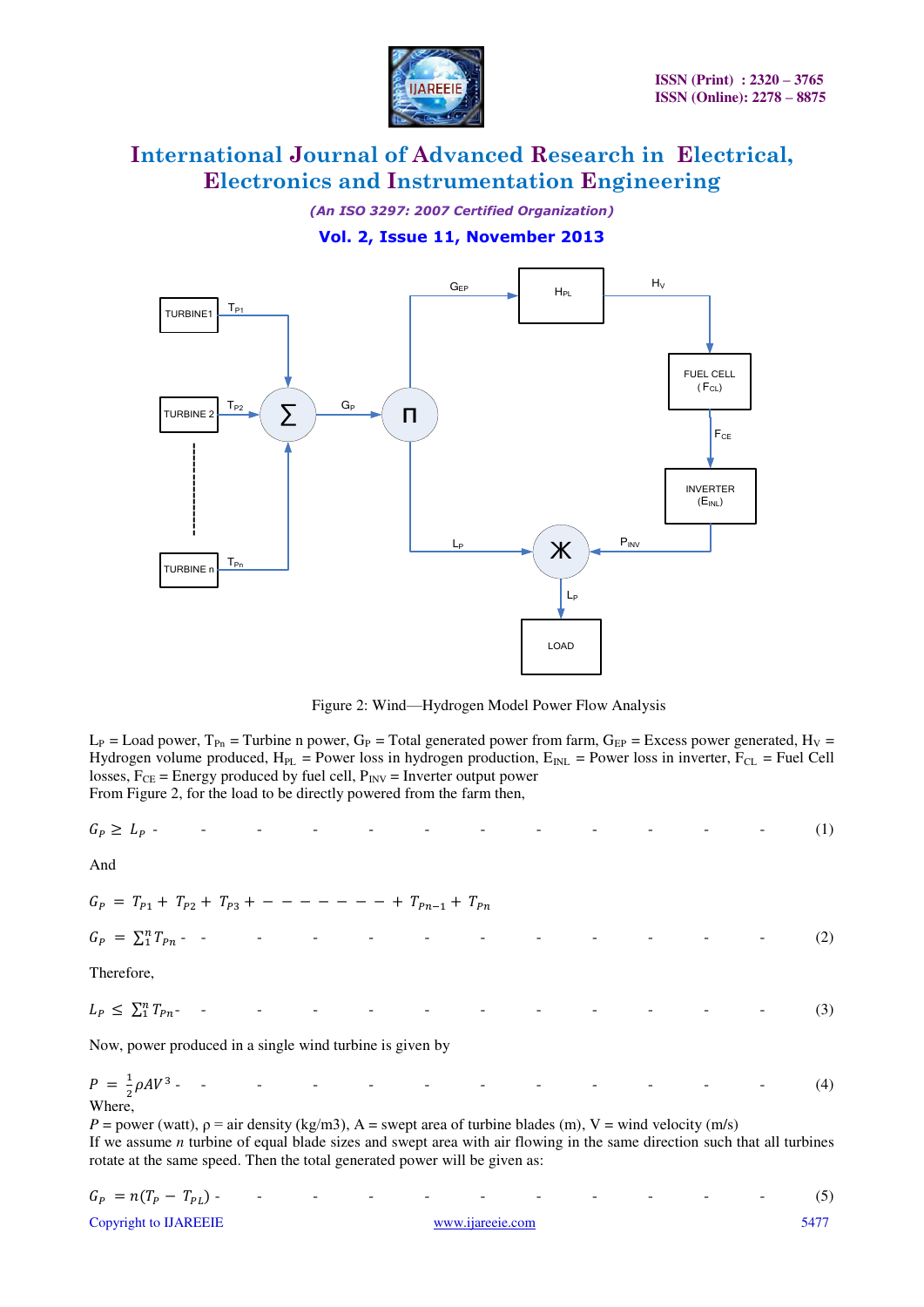Figure 2: Wind—Hydrogen Model Power Flow Analysis

$L_P$ = Load power, $T_{Pn}$ = Turbine n power, $G_P$ = Total generated power from farm, $G_{EP}$ = Excess power generated, $H_V$ = Hydrogen volume produced, $H_{PL}$ = Power loss in hydrogen production, $E_{INL}$ = Power loss in inverter, $F_{CL}$ = Fuel Cell losses, $F_{CE}$ = Energy produced by fuel cell, $P_{INV}$ = Inverter output power

From Figure 2, for the load to be directly powered from the farm then,

$$G_P \geq L_P \qquad (1)$$

And

$$G_P = T_{P1} + T_{P2} + T_{P3} + - - - - - - - - + T_{Pn-1} + T_{Pn}$$

$$G_P = \sum_1^n T_{Pn} \qquad (2)$$

Therefore,

$$L_P \leq \sum_1^n T_{Pn} \qquad (3)$$

Now, power produced in a single wind turbine is given by

$$P = \frac{1}{2}\rho A V^3 \qquad (4)$$

Where,

$P$ = power (watt), ρ = air density (kg/m3), A = swept area of turbine blades (m), V = wind velocity (m/s)

If we assume $n$ turbine of equal blade sizes and swept area with air flowing in the same direction such that all turbines rotate at the same speed. Then the total generated power will be given as:

$$G_P = n(T_P - T_{PL}) \qquad (5)$$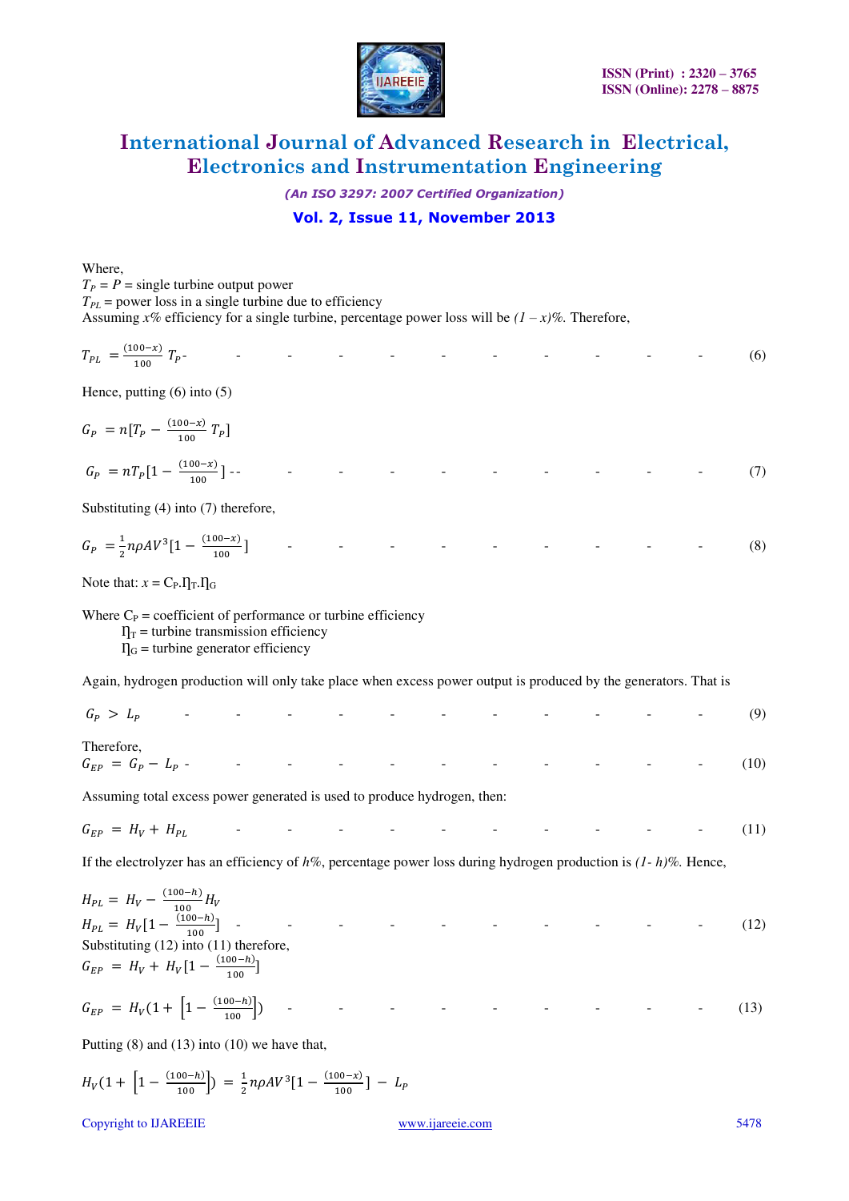Where,

$T_P = P$ = single turbine output power

$T_{PL}$ = power loss in a single turbine due to efficiency

Assuming $x$% efficiency for a single turbine, percentage power loss will be $(1 - x)$%. Therefore,

$$T_{PL} = \frac{(100-x)}{100} T_P \qquad (6)$$

Hence, putting (6) into (5)

$$G_P = n[T_P - \frac{(100-x)}{100} T_P]$$

$$G_P = nT_P[1 - \frac{(100-x)}{100}] \qquad (7)$$

Substituting (4) into (7) therefore,

$$G_P = \frac{1}{2} n\rho AV^3[1 - \frac{(100-x)}{100}] \qquad (8)$$

Note that: $x = C_P.\eta_T.\eta_G$

Where $C_P$ = coefficient of performance or turbine efficiency

$\eta_T$ = turbine transmission efficiency

$\eta_G$ = turbine generator efficiency

Again, hydrogen production will only take place when excess power output is produced by the generators. That is

$$G_P > L_P \qquad (9)$$

Therefore,

$$G_{EP} = G_P - L_P \qquad (10)$$

Assuming total excess power generated is used to produce hydrogen, then:

$$G_{EP} = H_V + H_{PL} \qquad (11)$$

If the electrolyzer has an efficiency of $h$%, percentage power loss during hydrogen production is $(1- h)$%. Hence,

$$H_{PL} = H_V - \frac{(100-h)}{100} H_V$$

$$H_{PL} = H_V[1 - \frac{(100-h)}{100}] \qquad (12)$$

Substituting (12) into (11) therefore,

$$G_{EP} = H_V + H_V[1 - \frac{(100-h)}{100}]$$

$$G_{EP} = H_V(1 + \left[1 - \frac{(100-h)}{100}\right]) \qquad (13)$$

Putting (8) and (13) into (10) we have that,

$$H_V(1 + \left[1 - \frac{(100-h)}{100}\right]) = \frac{1}{2} n\rho AV^3[1 - \frac{(100-x)}{100}] - L_P$$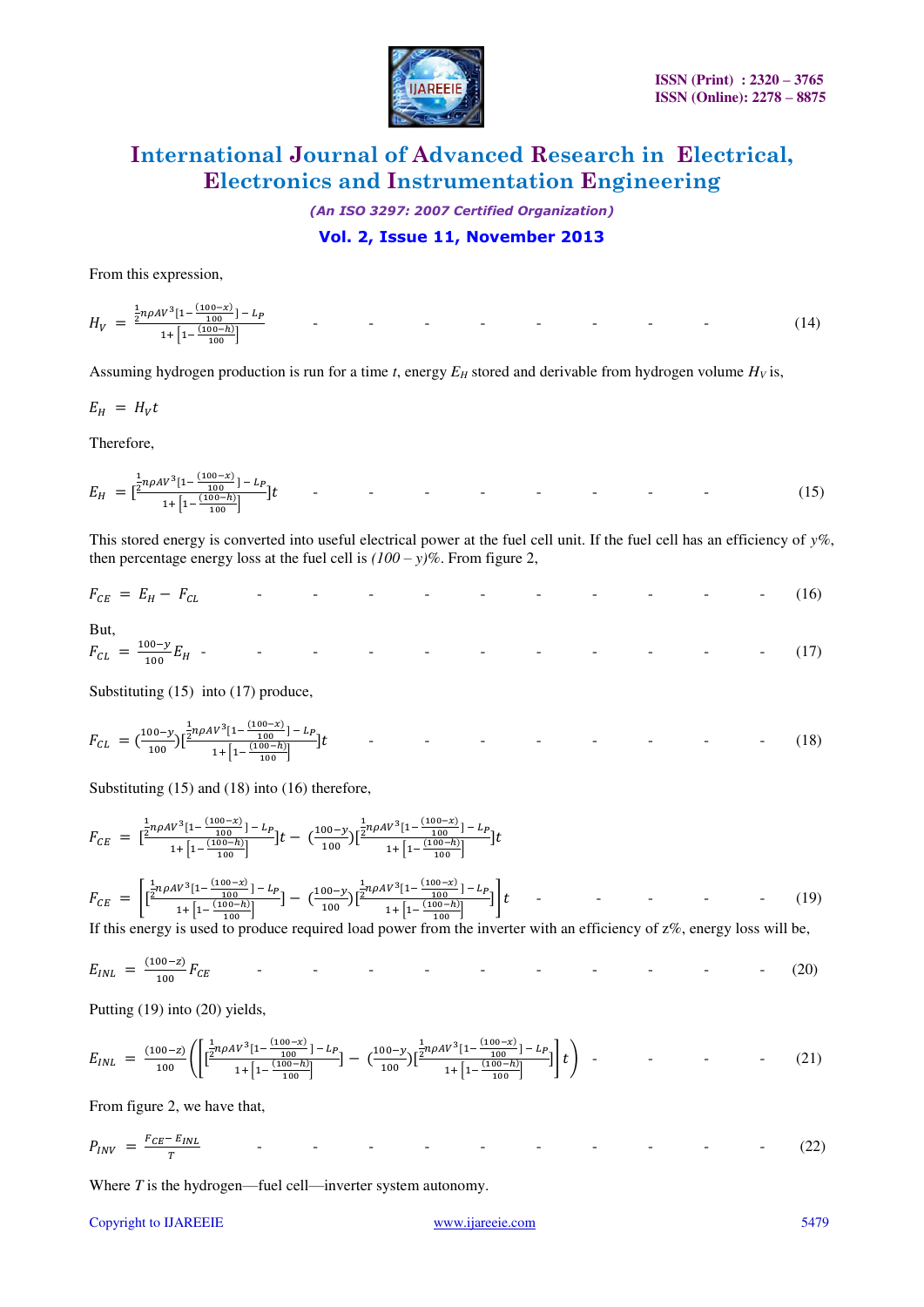From this expression,

$$H_V = \frac{\frac{1}{2}\eta\rho AV^3[1 - \frac{(100-x)}{100}] - L_P}{1 + \left[1 - \frac{(100-h)}{100}\right]} \qquad (14)$$

Assuming hydrogen production is run for a time *t*, energy $E_H$ stored and derivable from hydrogen volume $H_V$ is,

$$E_H = H_V t$$

Therefore,

$$E_H = [\frac{\frac{1}{2}\eta\rho AV^3[1 - \frac{(100-x)}{100}] - L_P}{1 + \left[1 - \frac{(100-h)}{100}\right]}]t \qquad (15)$$

This stored energy is converted into useful electrical power at the fuel cell unit. If the fuel cell has an efficiency of *y%*, then percentage energy loss at the fuel cell is *(100 – y)%*. From figure 2,

$$F_{CE} = E_H - F_{CL} \qquad (16)$$

But,

$$F_{CL} = \frac{100-y}{100} E_H \qquad (17)$$

Substituting (15) into (17) produce,

$$F_{CL} = (\frac{100-y}{100})[\frac{\frac{1}{2}\eta\rho AV^3[1 - \frac{(100-x)}{100}] - L_P}{1 + \left[1 - \frac{(100-h)}{100}\right]}]t \qquad (18)$$

Substituting (15) and (18) into (16) therefore,

$$F_{CE} = [\frac{\frac{1}{2}\eta\rho AV^3[1 - \frac{(100-x)}{100}] - L_P}{1 + \left[1 - \frac{(100-h)}{100}\right]}]t - (\frac{100-y}{100})[\frac{\frac{1}{2}\eta\rho AV^3[1 - \frac{(100-x)}{100}] - L_P}{1 + \left[1 - \frac{(100-h)}{100}\right]}]t$$

$$F_{CE} = \left[[\frac{\frac{1}{2}\eta\rho AV^3[1 - \frac{(100-x)}{100}] - L_P}{1 + \left[1 - \frac{(100-h)}{100}\right]}] - (\frac{100-y}{100})[\frac{\frac{1}{2}\eta\rho AV^3[1 - \frac{(100-x)}{100}] - L_P}{1 + \left[1 - \frac{(100-h)}{100}\right]}]\right]t \qquad (19)$$

If this energy is used to produce required load power from the inverter with an efficiency of z%, energy loss will be,

$$E_{INL} = \frac{(100-z)}{100} F_{CE} \qquad (20)$$

Putting (19) into (20) yields,

$$E_{INL} = \frac{(100-z)}{100}\left(\left[[\frac{\frac{1}{2}\eta\rho AV^3[1 - \frac{(100-x)}{100}] - L_P}{1 + \left[1 - \frac{(100-h)}{100}\right]}] - (\frac{100-y}{100})[\frac{\frac{1}{2}\eta\rho AV^3[1 - \frac{(100-x)}{100}] - L_P}{1 + \left[1 - \frac{(100-h)}{100}\right]}]\right]t\right) \qquad (21)$$

From figure 2, we have that,

$$P_{INV} = \frac{F_{CE} - E_{INL}}{T} \qquad (22)$$

Where *T* is the hydrogen—fuel cell—inverter system autonomy.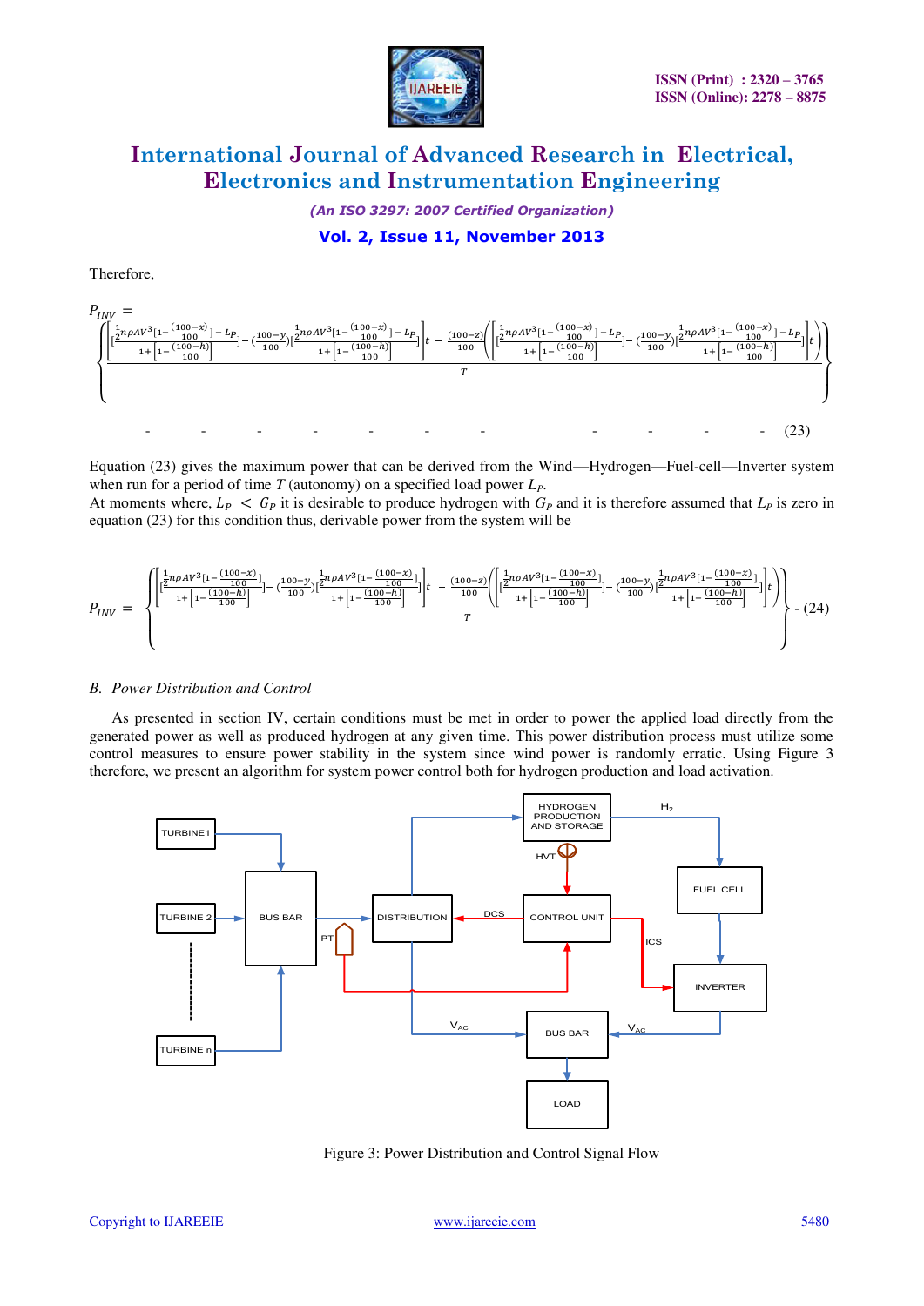Therefore,

$$P_{INV} = \left\{ \frac{\left[ \left[ \frac{\frac{1}{2}\eta\rho AV^3 [1 - \frac{(100-x)}{100}] - L_P}{1 + \left[ 1 - \frac{(100-h)}{100} \right]} \right] - \left( \frac{100-y}{100} \right) \left[ \frac{\frac{1}{2}\eta\rho AV^3 [1 - \frac{(100-x)}{100}] - L_P}{1 + \left[ 1 - \frac{(100-h)}{100} \right]} \right] \right] t - \frac{(100-z)}{100} \left( \left[ \left[ \frac{\frac{1}{2}\eta\rho AV^3 [1 - \frac{(100-x)}{100}] - L_P}{1 + \left[ 1 - \frac{(100-h)}{100} \right]} \right] - \left( \frac{100-y}{100} \right) \left[ \frac{\frac{1}{2}\eta\rho AV^3 [1 - \frac{(100-x)}{100}] - L_P}{1 + \left[ 1 - \frac{(100-h)}{100} \right]} \right] \right] t \right)}{T} \right\} \quad (23)$$

Equation (23) gives the maximum power that can be derived from the Wind—Hydrogen—Fuel-cell—Inverter system when run for a period of time $T$ (autonomy) on a specified load power $L_P$.

At moments where, $L_P < G_P$ it is desirable to produce hydrogen with $G_P$ and it is therefore assumed that $L_P$ is zero in equation (23) for this condition thus, derivable power from the system will be

$$P_{INV} = \left\{ \frac{\left[ \left[ \frac{\frac{1}{2}\eta\rho AV^3 [1 - \frac{(100-x)}{100}]}{1 + \left[ 1 - \frac{(100-h)}{100} \right]} \right] - \left( \frac{100-y}{100} \right) \left[ \frac{\frac{1}{2}\eta\rho AV^3 [1 - \frac{(100-x)}{100}]}{1 + \left[ 1 - \frac{(100-h)}{100} \right]} \right] \right] t - \frac{(100-z)}{100} \left( \left[ \left[ \frac{\frac{1}{2}\eta\rho AV^3 [1 - \frac{(100-x)}{100}]}{1 + \left[ 1 - \frac{(100-h)}{100} \right]} \right] - \left( \frac{100-y}{100} \right) \left[ \frac{\frac{1}{2}\eta\rho AV^3 [1 - \frac{(100-x)}{100}]}{1 + \left[ 1 - \frac{(100-h)}{100} \right]} \right] \right] t \right)}{T} \right\} \quad (24)$$

### *B. Power Distribution and Control*

As presented in section IV, certain conditions must be met in order to power the applied load directly from the generated power as well as produced hydrogen at any given time. This power distribution process must utilize some control measures to ensure power stability in the system since wind power is randomly erratic. Using Figure 3 therefore, we present an algorithm for system power control both for hydrogen production and load activation.

Figure 3: Power Distribution and Control Signal Flow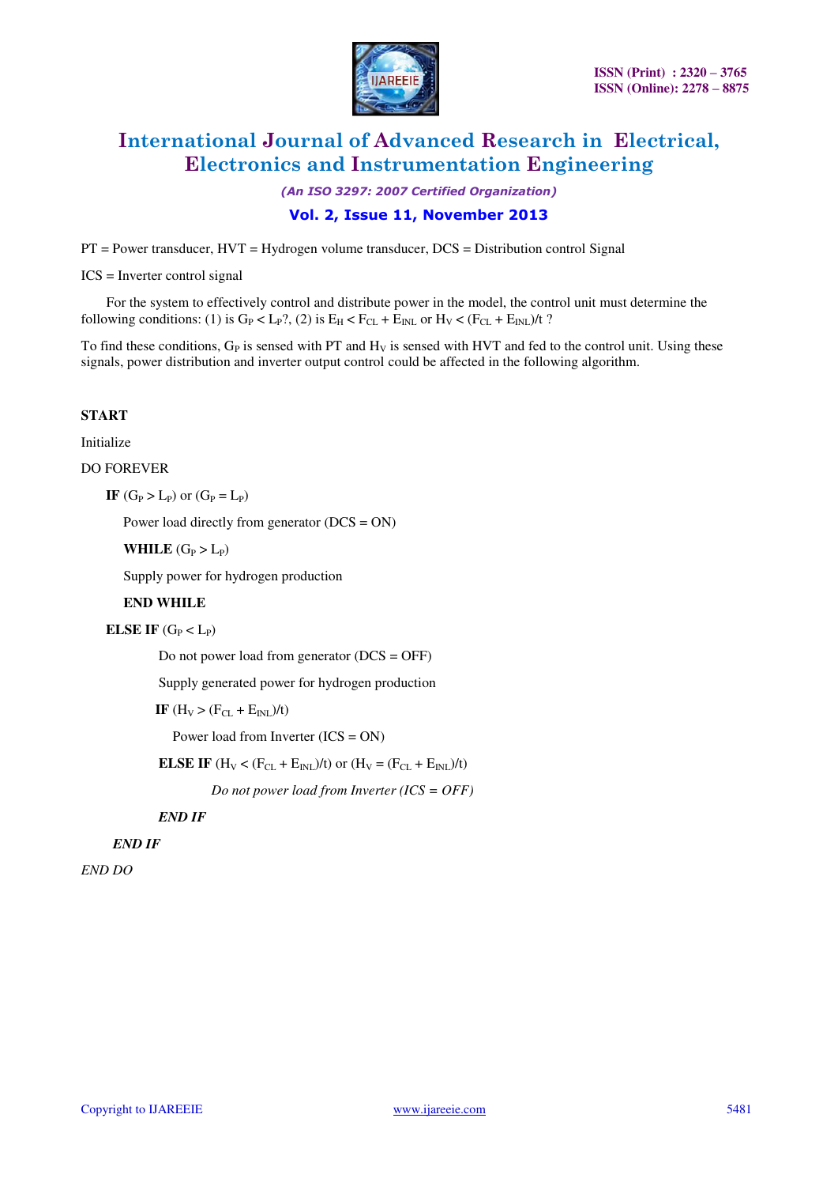PT = Power transducer, HVT = Hydrogen volume transducer, DCS = Distribution control Signal

ICS = Inverter control signal

For the system to effectively control and distribute power in the model, the control unit must determine the following conditions: (1) is $G_P < L_P$?, (2) is $E_H < F_{CL} + E_{INL}$ or $H_V < (F_{CL} + E_{INL})/t$ ?

To find these conditions, $G_P$ is sensed with PT and $H_V$ is sensed with HVT and fed to the control unit. Using these signals, power distribution and inverter output control could be affected in the following algorithm.

**START**

Initialize

DO FOREVER

**IF** ($G_P > L_P$) or ($G_P = L_P$)

Power load directly from generator (DCS = ON)

**WHILE** ($G_P > L_P$)

Supply power for hydrogen production

**END WHILE**

**ELSE IF** ($G_P < L_P$)

Do not power load from generator (DCS = OFF)

Supply generated power for hydrogen production

**IF** ($H_V > (F_{CL} + E_{INL})/t$)

Power load from Inverter (ICS = ON)

**ELSE IF** ($H_V < (F_{CL} + E_{INL})/t$) or ($H_V = (F_{CL} + E_{INL})/t$)

*Do not power load from Inverter (ICS = OFF)*

***END IF***

***END IF***

*END DO*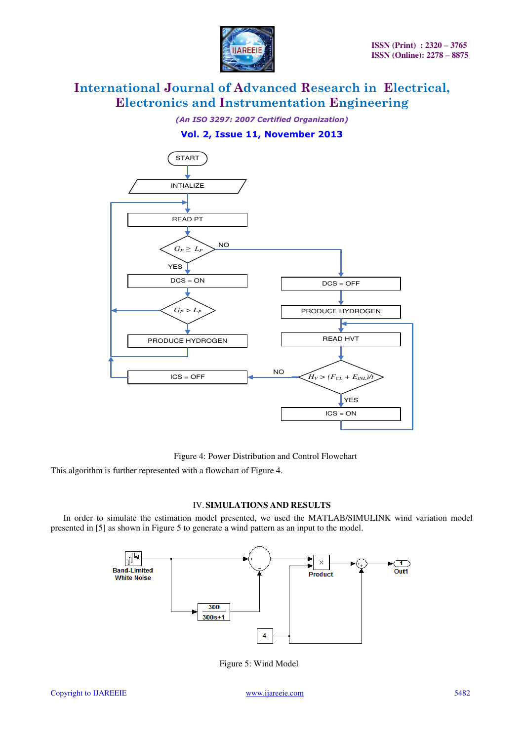Figure 4: Power Distribution and Control Flowchart

This algorithm is further represented with a flowchart of Figure 4.

## IV. SIMULATIONS AND RESULTS

In order to simulate the estimation model presented, we used the MATLAB/SIMULINK wind variation model presented in [5] as shown in Figure 5 to generate a wind pattern as an input to the model.

Figure 5: Wind Model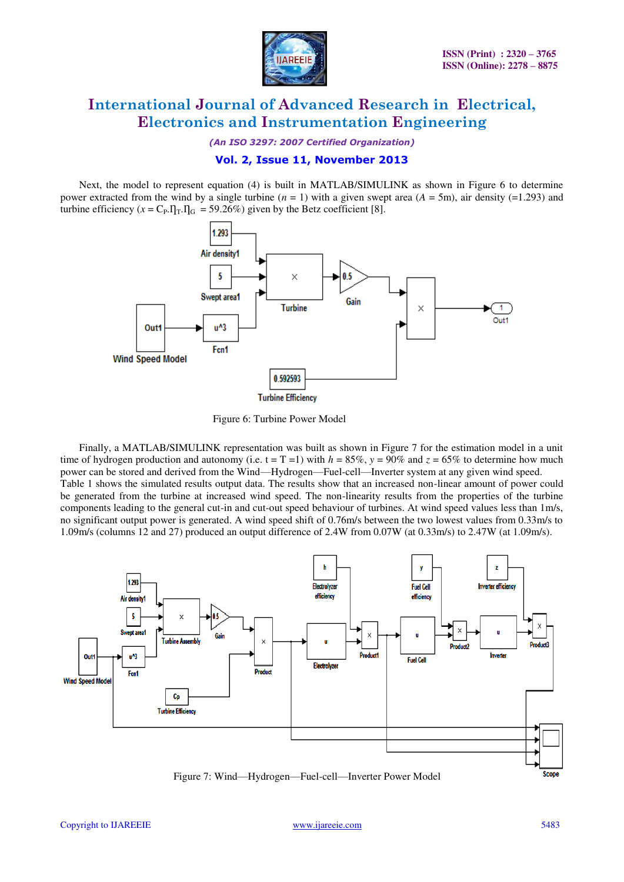Next, the model to represent equation (4) is built in MATLAB/SIMULINK as shown in Figure 6 to determine power extracted from the wind by a single turbine ($n$ = 1) with a given swept area ($A$ = 5m), air density (=1.293) and turbine efficiency ($x = C_P.\eta_T.\eta_G$ = 59.26%) given by the Betz coefficient [8].

Figure 6: Turbine Power Model

Finally, a MATLAB/SIMULINK representation was built as shown in Figure 7 for the estimation model in a unit time of hydrogen production and autonomy (i.e. t = T =1) with $h$ = 85%, $y$ = 90% and $z$ = 65% to determine how much power can be stored and derived from the Wind—Hydrogen—Fuel-cell—Inverter system at any given wind speed. Table 1 shows the simulated results output data. The results show that an increased non-linear amount of power could be generated from the turbine at increased wind speed. The non-linearity results from the properties of the turbine components leading to the general cut-in and cut-out speed behaviour of turbines. At wind speed values less than 1m/s, no significant output power is generated. A wind speed shift of 0.76m/s between the two lowest values from 0.33m/s to 1.09m/s (columns 12 and 27) produced an output difference of 2.4W from 0.07W (at 0.33m/s) to 2.47W (at 1.09m/s).

Figure 7: Wind—Hydrogen—Fuel-cell—Inverter Power Model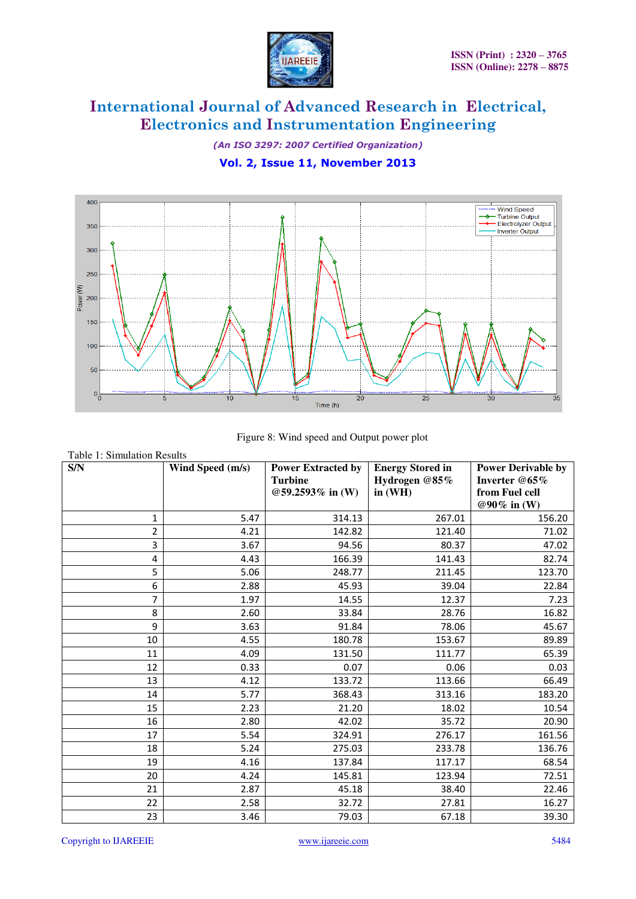Figure 8: Wind speed and Output power plot

Table 1: Simulation Results

| S/N | Wind Speed (m/s) | Power Extracted by Turbine @59.2593% in (W) | Energy Stored in Hydrogen @85% in (WH) | Power Derivable by Inverter @65% from Fuel cell @90% in (W) |
|---|---|---|---|---|
| 1 | 5.47 | 314.13 | 267.01 | 156.20 |
| 2 | 4.21 | 142.82 | 121.40 | 71.02 |
| 3 | 3.67 | 94.56 | 80.37 | 47.02 |
| 4 | 4.43 | 166.39 | 141.43 | 82.74 |
| 5 | 5.06 | 248.77 | 211.45 | 123.70 |
| 6 | 2.88 | 45.93 | 39.04 | 22.84 |
| 7 | 1.97 | 14.55 | 12.37 | 7.23 |
| 8 | 2.60 | 33.84 | 28.76 | 16.82 |
| 9 | 3.63 | 91.84 | 78.06 | 45.67 |
| 10 | 4.55 | 180.78 | 153.67 | 89.89 |
| 11 | 4.09 | 131.50 | 111.77 | 65.39 |
| 12 | 0.33 | 0.07 | 0.06 | 0.03 |
| 13 | 4.12 | 133.72 | 113.66 | 66.49 |
| 14 | 5.77 | 368.43 | 313.16 | 183.20 |
| 15 | 2.23 | 21.20 | 18.02 | 10.54 |
| 16 | 2.80 | 42.02 | 35.72 | 20.90 |
| 17 | 5.54 | 324.91 | 276.17 | 161.56 |
| 18 | 5.24 | 275.03 | 233.78 | 136.76 |
| 19 | 4.16 | 137.84 | 117.17 | 68.54 |
| 20 | 4.24 | 145.81 | 123.94 | 72.51 |
| 21 | 2.87 | 45.18 | 38.40 | 22.46 |
| 22 | 2.58 | 32.72 | 27.81 | 16.27 |
| 23 | 3.46 | 79.03 | 67.18 | 39.30 |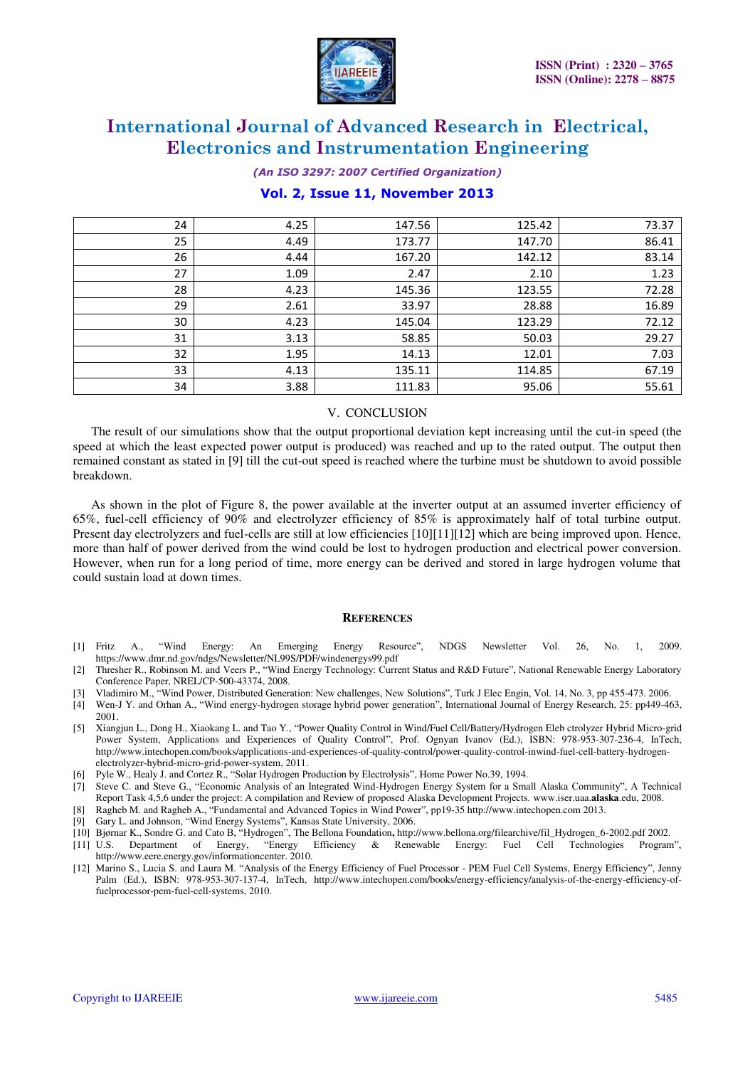| | | | | |
|---|---|---|---|---|
| 24 | 4.25 | 147.56 | 125.42 | 73.37 |
| 25 | 4.49 | 173.77 | 147.70 | 86.41 |
| 26 | 4.44 | 167.20 | 142.12 | 83.14 |
| 27 | 1.09 | 2.47 | 2.10 | 1.23 |
| 28 | 4.23 | 145.36 | 123.55 | 72.28 |
| 29 | 2.61 | 33.97 | 28.88 | 16.89 |
| 30 | 4.23 | 145.04 | 123.29 | 72.12 |
| 31 | 3.13 | 58.85 | 50.03 | 29.27 |
| 32 | 1.95 | 14.13 | 12.01 | 7.03 |
| 33 | 4.13 | 135.11 | 114.85 | 67.19 |
| 34 | 3.88 | 111.83 | 95.06 | 55.61 |

## V. CONCLUSION

The result of our simulations show that the output proportional deviation kept increasing until the cut-in speed (the speed at which the least expected power output is produced) was reached and up to the rated output. The output then remained constant as stated in [9] till the cut-out speed is reached where the turbine must be shutdown to avoid possible breakdown.

As shown in the plot of Figure 8, the power available at the inverter output at an assumed inverter efficiency of 65%, fuel-cell efficiency of 90% and electrolyzer efficiency of 85% is approximately half of total turbine output. Present day electrolyzers and fuel-cells are still at low efficiencies [10][11][12] which are being improved upon. Hence, more than half of power derived from the wind could be lost to hydrogen production and electrical power conversion. However, when run for a long period of time, more energy can be derived and stored in large hydrogen volume that could sustain load at down times.

## REFERENCES

[1] Fritz A., "Wind Energy: An Emerging Energy Resource", NDGS Newsletter Vol. 26, No. 1, 2009. https://www.dmr.nd.gov/ndgs/Newsletter/NL99S/PDF/windenergys99.pdf

[2] Thresher R., Robinson M. and Veers P., "Wind Energy Technology: Current Status and R&D Future", National Renewable Energy Laboratory Conference Paper, NREL/CP-500-43374, 2008.

[3] Vladimiro M., "Wind Power, Distributed Generation: New challenges, New Solutions", Turk J Elec Engin, Vol. 14, No. 3, pp 455-473. 2006.

[4] Wen-J Y. and Orhan A., "Wind energy-hydrogen storage hybrid power generation", International Journal of Energy Research, 25: pp449-463, 2001.

[5] Xiangjun L., Dong H., Xiaokang L. and Tao Y., "Power Quality Control in Wind/Fuel Cell/Battery/Hydrogen Eleb ctrolyzer Hybrid Micro-grid Power System, Applications and Experiences of Quality Control", Prof. Ognyan Ivanov (Ed.), ISBN: 978-953-307-236-4, InTech, http://www.intechopen.com/books/applications-and-experiences-of-quality-control/power-quality-control-inwind-fuel-cell-battery-hydrogen-electrolyzer-hybrid-micro-grid-power-system, 2011.

[6] Pyle W., Healy J. and Cortez R., "Solar Hydrogen Production by Electrolysis", Home Power No.39, 1994.

[7] Steve C. and Steve G., "Economic Analysis of an Integrated Wind-Hydrogen Energy System for a Small Alaska Community", A Technical Report Task 4,5,6 under the project: A compilation and Review of proposed Alaska Development Projects. www.iser.uaa.**alaska**.edu, 2008.

[8] Ragheb M. and Ragheb A., "Fundamental and Advanced Topics in Wind Power", pp19-35 http://www.intechopen.com 2013.

[9] Gary L. and Johnson, "Wind Energy Systems", Kansas State University, 2006.

[10] Bjørnar K., Sondre G. and Cato B, "Hydrogen", The Bellona Foundation**,** http://www.bellona.org/filearchive/fil_Hydrogen_6-2002.pdf 2002.

[11] U.S. Department of Energy, "Energy Efficiency & Renewable Energy: Fuel Cell Technologies Program", http://www.eere.energy.gov/informationcenter. 2010.

[12] Marino S., Lucia S. and Laura M. "Analysis of the Energy Efficiency of Fuel Processor - PEM Fuel Cell Systems, Energy Efficiency", Jenny Palm (Ed.), ISBN: 978-953-307-137-4, InTech, http://www.intechopen.com/books/energy-efficiency/analysis-of-the-energy-efficiency-of-fuelprocessor-pem-fuel-cell-systems, 2010.